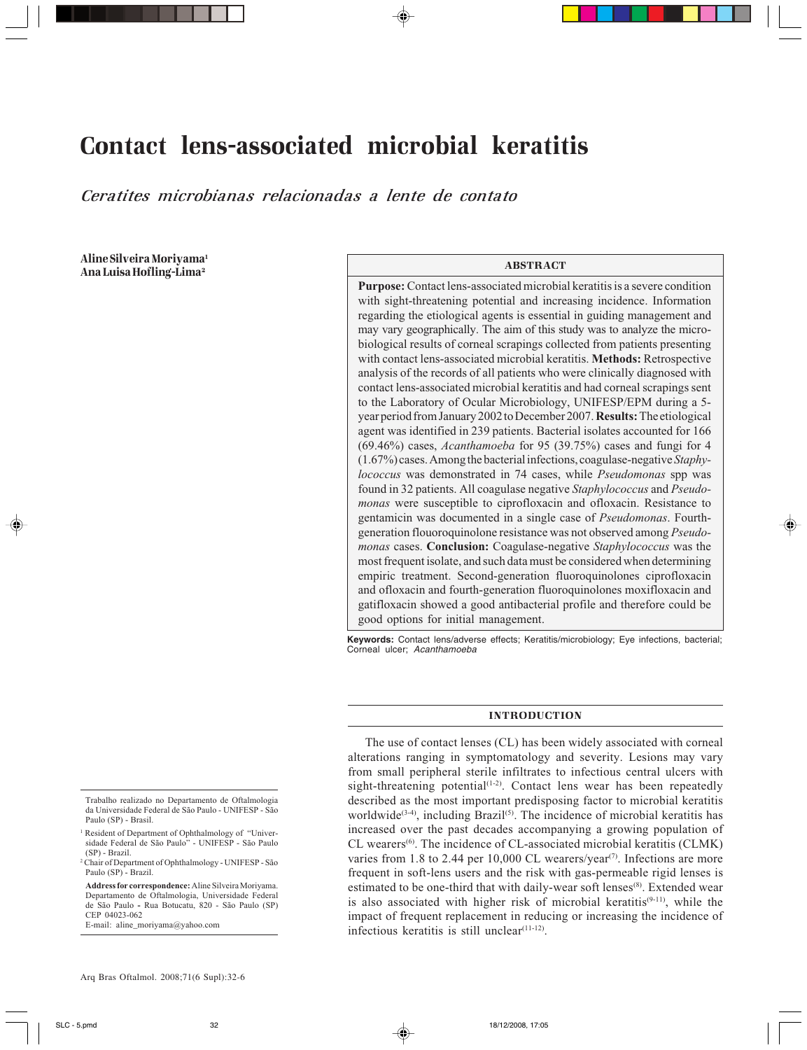# Contact lens-associated microbial keratitis

*Ceratites microbianas relacionadas a lente de contato*

**Aline Silveira Moriyama**[1]
**Ana Luisa Hofling-Lima**[2]

## ABSTRACT

**Purpose:** Contact lens-associated microbial keratitis is a severe condition with sight-threatening potential and increasing incidence. Information regarding the etiological agents is essential in guiding management and may vary geographically. The aim of this study was to analyze the microbiological results of corneal scrapings collected from patients presenting with contact lens-associated microbial keratitis. **Methods:** Retrospective analysis of the records of all patients who were clinically diagnosed with contact lens-associated microbial keratitis and had corneal scrapings sent to the Laboratory of Ocular Microbiology, UNIFESP/EPM during a 5-year period from January 2002 to December 2007. **Results:** The etiological agent was identified in 239 patients. Bacterial isolates accounted for 166 (69.46%) cases, *Acanthamoeba* for 95 (39.75%) cases and fungi for 4 (1.67%) cases. Among the bacterial infections, coagulase-negative *Staphylococcus* was demonstrated in 74 cases, while *Pseudomonas* spp was found in 32 patients. All coagulase negative *Staphylococcus* and *Pseudomonas* were susceptible to ciprofloxacin and ofloxacin. Resistance to gentamicin was documented in a single case of *Pseudomonas*. Fourth-generation flouoroquinolone resistance was not observed among *Pseudomonas* cases. **Conclusion:** Coagulase-negative *Staphylococcus* was the most frequent isolate, and such data must be considered when determining empiric treatment. Second-generation fluoroquinolones ciprofloxacin and ofloxacin and fourth-generation fluoroquinolones moxifloxacin and gatifloxacin showed a good antibacterial profile and therefore could be good options for initial management.

**Keywords:** Contact lens/adverse effects; Keratitis/microbiology; Eye infections, bacterial; Corneal ulcer; *Acanthamoeba*

## INTRODUCTION

The use of contact lenses (CL) has been widely associated with corneal alterations ranging in symptomatology and severity. Lesions may vary from small peripheral sterile infiltrates to infectious central ulcers with sight-threatening potential[1-2]. Contact lens wear has been repeatedly described as the most important predisposing factor to microbial keratitis worldwide[3-4], including Brazil[5]. The incidence of microbial keratitis has increased over the past decades accompanying a growing population of CL wearers[6]. The incidence of CL-associated microbial keratitis (CLMK) varies from 1.8 to 2.44 per 10,000 CL wearers/year[7]. Infections are more frequent in soft-lens users and the risk with gas-permeable rigid lenses is estimated to be one-third that with daily-wear soft lenses[8]. Extended wear is also associated with higher risk of microbial keratitis[9-11], while the impact of frequent replacement in reducing or increasing the incidence of infectious keratitis is still unclear[11-12].

---

Trabalho realizado no Departamento de Oftalmologia da Universidade Federal de São Paulo - UNIFESP - São Paulo (SP) - Brasil.

[1] Resident of Department of Ophthalmology of "Universidade Federal de São Paulo" - UNIFESP - São Paulo (SP) - Brazil.

[2] Chair of Department of Ophthalmology - UNIFESP - São Paulo (SP) - Brazil.

**Address for correspondence:** Aline Silveira Moriyama. Departamento de Oftalmologia, Universidade Federal de São Paulo - Rua Botucatu, 820 - São Paulo (SP) CEP 04023-062
E-mail: aline_moriyama@yahoo.com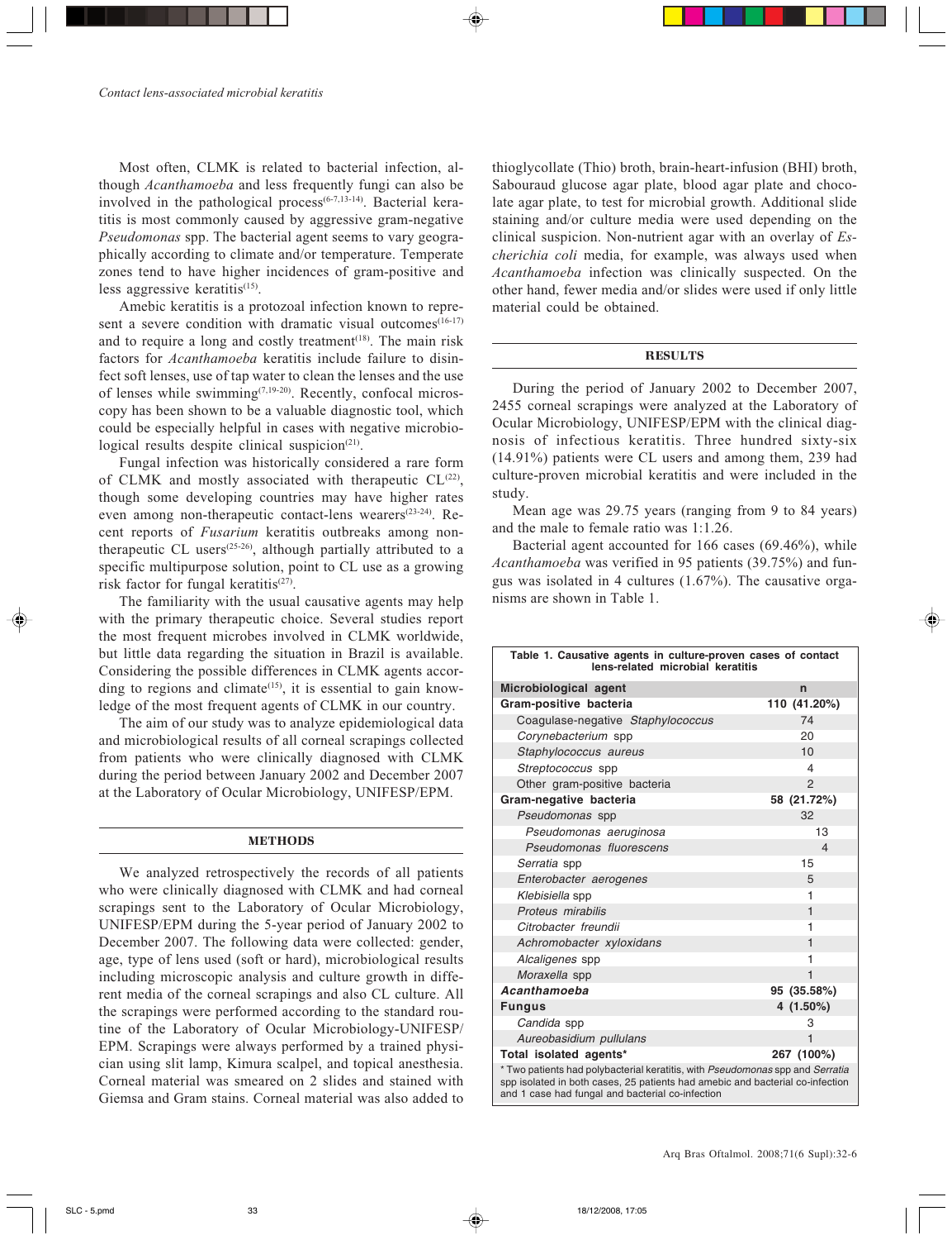Most often, CLMK is related to bacterial infection, although *Acanthamoeba* and less frequently fungi can also be involved in the pathological process[6-7,13-14]. Bacterial keratitis is most commonly caused by aggressive gram-negative *Pseudomonas* spp. The bacterial agent seems to vary geographically according to climate and/or temperature. Temperate zones tend to have higher incidences of gram-positive and less aggressive keratitis[15].

Amebic keratitis is a protozoal infection known to represent a severe condition with dramatic visual outcomes[16-17] and to require a long and costly treatment[18]. The main risk factors for *Acanthamoeba* keratitis include failure to disinfect soft lenses, use of tap water to clean the lenses and the use of lenses while swimming[7,19-20]. Recently, confocal microscopy has been shown to be a valuable diagnostic tool, which could be especially helpful in cases with negative microbiological results despite clinical suspicion[21].

Fungal infection was historically considered a rare form of CLMK and mostly associated with therapeutic CL[22], though some developing countries may have higher rates even among non-therapeutic contact-lens wearers[23-24]. Recent reports of *Fusarium* keratitis outbreaks among non-therapeutic CL users[25-26], although partially attributed to a specific multipurpose solution, point to CL use as a growing risk factor for fungal keratitis[27].

The familiarity with the usual causative agents may help with the primary therapeutic choice. Several studies report the most frequent microbes involved in CLMK worldwide, but little data regarding the situation in Brazil is available. Considering the possible differences in CLMK agents according to regions and climate[15], it is essential to gain knowledge of the most frequent agents of CLMK in our country.

The aim of our study was to analyze epidemiological data and microbiological results of all corneal scrapings collected from patients who were clinically diagnosed with CLMK during the period between January 2002 and December 2007 at the Laboratory of Ocular Microbiology, UNIFESP/EPM.

## METHODS

We analyzed retrospectively the records of all patients who were clinically diagnosed with CLMK and had corneal scrapings sent to the Laboratory of Ocular Microbiology, UNIFESP/EPM during the 5-year period of January 2002 to December 2007. The following data were collected: gender, age, type of lens used (soft or hard), microbiological results including microscopic analysis and culture growth in different media of the corneal scrapings and also CL culture. All the scrapings were performed according to the standard routine of the Laboratory of Ocular Microbiology-UNIFESP/EPM. Scrapings were always performed by a trained physician using slit lamp, Kimura scalpel, and topical anesthesia. Corneal material was smeared on 2 slides and stained with Giemsa and Gram stains. Corneal material was also added to thioglycollate (Thio) broth, brain-heart-infusion (BHI) broth, Sabouraud glucose agar plate, blood agar plate and chocolate agar plate, to test for microbial growth. Additional slide staining and/or culture media were used depending on the clinical suspicion. Non-nutrient agar with an overlay of *Escherichia coli* media, for example, was always used when *Acanthamoeba* infection was clinically suspected. On the other hand, fewer media and/or slides were used if only little material could be obtained.

## RESULTS

During the period of January 2002 to December 2007, 2455 corneal scrapings were analyzed at the Laboratory of Ocular Microbiology, UNIFESP/EPM with the clinical diagnosis of infectious keratitis. Three hundred sixty-six (14.91%) patients were CL users and among them, 239 had culture-proven microbial keratitis and were included in the study.

Mean age was 29.75 years (ranging from 9 to 84 years) and the male to female ratio was 1:1.26.

Bacterial agent accounted for 166 cases (69.46%), while *Acanthamoeba* was verified in 95 patients (39.75%) and fungus was isolated in 4 cultures (1.67%). The causative organisms are shown in Table 1.

**Table 1. Causative agents in culture-proven cases of contact lens-related microbial keratitis**

| Microbiological agent | n |
|---|---|
| **Gram-positive bacteria** | **110 (41.20%)** |
| Coagulase-negative *Staphylococcus* | 74 |
| *Corynebacterium* spp | 20 |
| *Staphylococcus aureus* | 10 |
| *Streptococcus* spp | 4 |
| Other gram-positive bacteria | 2 |
| **Gram-negative bacteria** | **58 (21.72%)** |
| *Pseudomonas* spp | 32 |
| *Pseudomonas aeruginosa* | 13 |
| *Pseudomonas fluorescens* | 4 |
| *Serratia* spp | 15 |
| *Enterobacter aerogenes* | 5 |
| *Klebisiella* spp | 1 |
| *Proteus mirabilis* | 1 |
| *Citrobacter freundii* | 1 |
| *Achromobacter xyloxidans* | 1 |
| *Alcaligenes* spp | 1 |
| *Moraxella* spp | 1 |
| ***Acanthamoeba*** | **95 (35.58%)** |
| **Fungus** | **4 (1.50%)** |
| *Candida* spp | 3 |
| *Aureobasidium pullulans* | 1 |
| **Total isolated agents*** | **267 (100%)** |

* Two patients had polybacterial keratitis, with *Pseudomonas* spp and *Serratia* spp isolated in both cases, 25 patients had amebic and bacterial co-infection and 1 case had fungal and bacterial co-infection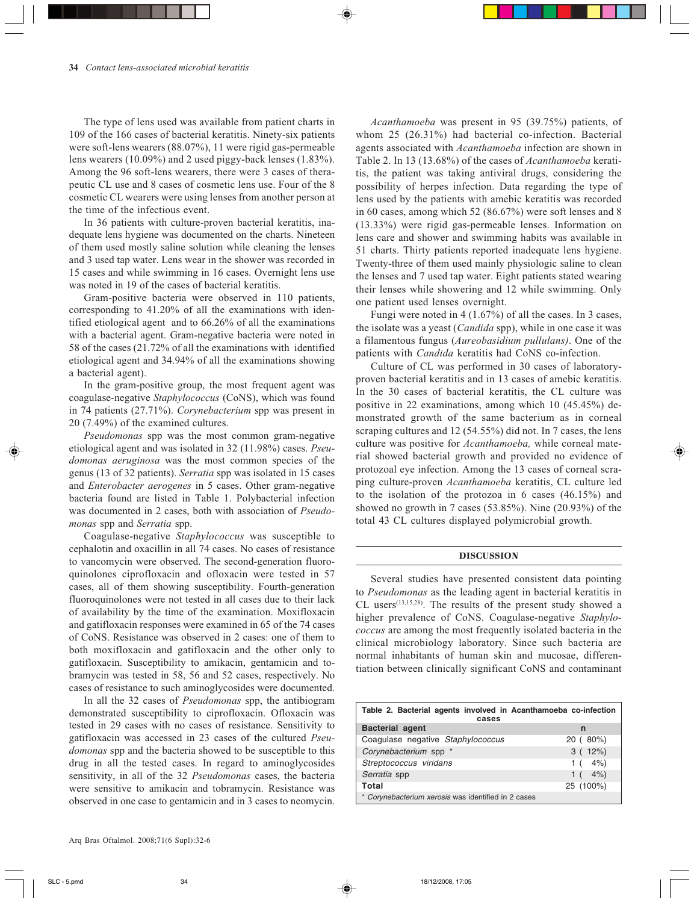The type of lens used was available from patient charts in 109 of the 166 cases of bacterial keratitis. Ninety-six patients were soft-lens wearers (88.07%), 11 were rigid gas-permeable lens wearers (10.09%) and 2 used piggy-back lenses (1.83%). Among the 96 soft-lens wearers, there were 3 cases of therapeutic CL use and 8 cases of cosmetic lens use. Four of the 8 cosmetic CL wearers were using lenses from another person at the time of the infectious event.

In 36 patients with culture-proven bacterial keratitis, inadequate lens hygiene was documented on the charts. Nineteen of them used mostly saline solution while cleaning the lenses and 3 used tap water. Lens wear in the shower was recorded in 15 cases and while swimming in 16 cases. Overnight lens use was noted in 19 of the cases of bacterial keratitis.

Gram-positive bacteria were observed in 110 patients, corresponding to 41.20% of all the examinations with identified etiological agent and to 66.26% of all the examinations with a bacterial agent. Gram-negative bacteria were noted in 58 of the cases (21.72% of all the examinations with identified etiological agent and 34.94% of all the examinations showing a bacterial agent).

In the gram-positive group, the most frequent agent was coagulase-negative *Staphylococcus* (CoNS), which was found in 74 patients (27.71%). *Corynebacterium* spp was present in 20 (7.49%) of the examined cultures.

*Pseudomonas* spp was the most common gram-negative etiological agent and was isolated in 32 (11.98%) cases. *Pseudomonas aeruginosa* was the most common species of the genus (13 of 32 patients). *Serratia* spp was isolated in 15 cases and *Enterobacter aerogenes* in 5 cases. Other gram-negative bacteria found are listed in Table 1. Polybacterial infection was documented in 2 cases, both with association of *Pseudomonas* spp and *Serratia* spp.

Coagulase-negative *Staphylococcus* was susceptible to cephalotin and oxacillin in all 74 cases. No cases of resistance to vancomycin were observed. The second-generation fluoroquinolones ciprofloxacin and ofloxacin were tested in 57 cases, all of them showing susceptibility. Fourth-generation fluoroquinolones were not tested in all cases due to their lack of availability by the time of the examination. Moxifloxacin and gatifloxacin responses were examined in 65 of the 74 cases of CoNS. Resistance was observed in 2 cases: one of them to both moxifloxacin and gatifloxacin and the other only to gatifloxacin. Susceptibility to amikacin, gentamicin and tobramycin was tested in 58, 56 and 52 cases, respectively. No cases of resistance to such aminoglycosides were documented.

In all the 32 cases of *Pseudomonas* spp, the antibiogram demonstrated susceptibility to ciprofloxacin. Ofloxacin was tested in 29 cases with no cases of resistance. Sensitivity to gatifloxacin was accessed in 23 cases of the cultured *Pseudomonas* spp and the bacteria showed to be susceptible to this drug in all the tested cases. In regard to aminoglycosides sensitivity, in all of the 32 *Pseudomonas* cases, the bacteria were sensitive to amikacin and tobramycin. Resistance was observed in one case to gentamicin and in 3 cases to neomycin.

*Acanthamoeba* was present in 95 (39.75%) patients, of whom 25 (26.31%) had bacterial co-infection. Bacterial agents associated with *Acanthamoeba* infection are shown in Table 2. In 13 (13.68%) of the cases of *Acanthamoeba* keratitis, the patient was taking antiviral drugs, considering the possibility of herpes infection. Data regarding the type of lens used by the patients with amebic keratitis was recorded in 60 cases, among which 52 (86.67%) were soft lenses and 8 (13.33%) were rigid gas-permeable lenses. Information on lens care and shower and swimming habits was available in 51 charts. Thirty patients reported inadequate lens hygiene. Twenty-three of them used mainly physiologic saline to clean the lenses and 7 used tap water. Eight patients stated wearing their lenses while showering and 12 while swimming. Only one patient used lenses overnight.

Fungi were noted in 4 (1.67%) of all the cases. In 3 cases, the isolate was a yeast (*Candida* spp), while in one case it was a filamentous fungus (*Aureobasidium pullulans)*. One of the patients with *Candida* keratitis had CoNS co-infection.

Culture of CL was performed in 30 cases of laboratory-proven bacterial keratitis and in 13 cases of amebic keratitis. In the 30 cases of bacterial keratitis, the CL culture was positive in 22 examinations, among which 10 (45.45%) demonstrated growth of the same bacterium as in corneal scraping cultures and 12 (54.55%) did not. In 7 cases, the lens culture was positive for *Acanthamoeba,* while corneal material showed bacterial growth and provided no evidence of protozoal eye infection. Among the 13 cases of corneal scraping culture-proven *Acanthamoeba* keratitis, CL culture led to the isolation of the protozoa in 6 cases (46.15%) and showed no growth in 7 cases (53.85%). Nine (20.93%) of the total 43 CL cultures displayed polymicrobial growth.

## DISCUSSION

Several studies have presented consistent data pointing to *Pseudomonas* as the leading agent in bacterial keratitis in CL users[13,15,28]. The results of the present study showed a higher prevalence of CoNS. Coagulase-negative *Staphylococcus* are among the most frequently isolated bacteria in the clinical microbiology laboratory. Since such bacteria are normal inhabitants of human skin and mucosae, differentiation between clinically significant CoNS and contaminant

**Table 2. Bacterial agents involved in Acanthamoeba co-infection cases**

| Bacterial agent | n |
|---|---|
| Coagulase negative *Staphylococcus* | 20 ( 80%) |
| *Corynebacterium* spp * | 3 ( 12%) |
| *Streptococcus viridans* | 1 ( 4%) |
| *Serratia* spp | 1 ( 4%) |
| **Total** | 25 (100%) |

\* *Corynebacterium xerosis* was identified in 2 cases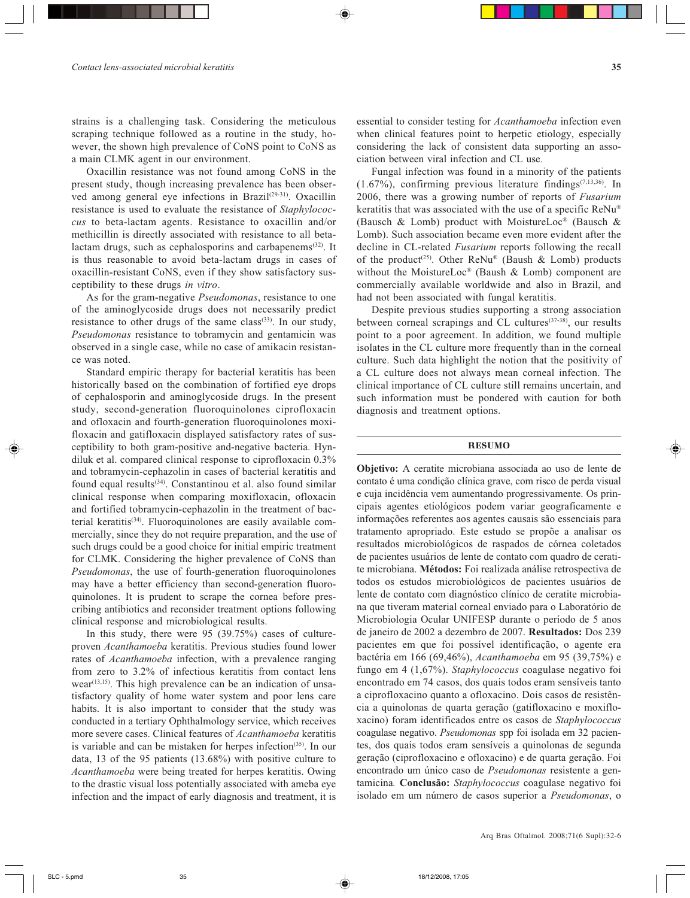strains is a challenging task. Considering the meticulous scraping technique followed as a routine in the study, however, the shown high prevalence of CoNS point to CoNS as a main CLMK agent in our environment.

Oxacillin resistance was not found among CoNS in the present study, though increasing prevalence has been observed among general eye infections in Brazil[29-31]. Oxacillin resistance is used to evaluate the resistance of *Staphylococcus* to beta-lactam agents. Resistance to oxacillin and/or methicillin is directly associated with resistance to all beta-lactam drugs, such as cephalosporins and carbapenems[32]. It is thus reasonable to avoid beta-lactam drugs in cases of oxacillin-resistant CoNS, even if they show satisfactory susceptibility to these drugs *in vitro*.

As for the gram-negative *Pseudomonas*, resistance to one of the aminoglycoside drugs does not necessarily predict resistance to other drugs of the same class[33]. In our study, *Pseudomonas* resistance to tobramycin and gentamicin was observed in a single case, while no case of amikacin resistance was noted.

Standard empiric therapy for bacterial keratitis has been historically based on the combination of fortified eye drops of cephalosporin and aminoglycoside drugs. In the present study, second-generation fluoroquinolones ciprofloxacin and ofloxacin and fourth-generation fluoroquinolones moxifloxacin and gatifloxacin displayed satisfactory rates of susceptibility to both gram-positive and-negative bacteria. Hyndiluk et al. compared clinical response to ciprofloxacin 0.3% and tobramycin-cephazolin in cases of bacterial keratitis and found equal results[34]. Constantinou et al. also found similar clinical response when comparing moxifloxacin, ofloxacin and fortified tobramycin-cephazolin in the treatment of bacterial keratitis[34]. Fluoroquinolones are easily available commercially, since they do not require preparation, and the use of such drugs could be a good choice for initial empiric treatment for CLMK. Considering the higher prevalence of CoNS than *Pseudomonas*, the use of fourth-generation fluoroquinolones may have a better efficiency than second-generation fluoroquinolones. It is prudent to scrape the cornea before prescribing antibiotics and reconsider treatment options following clinical response and microbiological results.

In this study, there were 95 (39.75%) cases of culture-proven *Acanthamoeba* keratitis. Previous studies found lower rates of *Acanthamoeba* infection, with a prevalence ranging from zero to 3.2% of infectious keratitis from contact lens wear[13,15]. This high prevalence can be an indication of unsatisfactory quality of home water system and poor lens care habits. It is also important to consider that the study was conducted in a tertiary Ophthalmology service, which receives more severe cases. Clinical features of *Acanthamoeba* keratitis is variable and can be mistaken for herpes infection[35]. In our data, 13 of the 95 patients (13.68%) with positive culture to *Acanthamoeba* were being treated for herpes keratitis. Owing to the drastic visual loss potentially associated with ameba eye infection and the impact of early diagnosis and treatment, it is essential to consider testing for *Acanthamoeba* infection even when clinical features point to herpetic etiology, especially considering the lack of consistent data supporting an association between viral infection and CL use.

Fungal infection was found in a minority of the patients (1.67%), confirming previous literature findings[7,13,36]. In 2006, there was a growing number of reports of *Fusarium* keratitis that was associated with the use of a specific ReNu® (Bausch & Lomb) product with MoistureLoc® (Bausch & Lomb). Such association became even more evident after the decline in CL-related *Fusarium* reports following the recall of the product[25]. Other ReNu® (Baush & Lomb) products without the MoistureLoc® (Bausch & Lomb) component are commercially available worldwide and also in Brazil, and had not been associated with fungal keratitis.

Despite previous studies supporting a strong association between corneal scrapings and CL cultures[37-38], our results point to a poor agreement. In addition, we found multiple isolates in the CL culture more frequently than in the corneal culture. Such data highlight the notion that the positivity of a CL culture does not always mean corneal infection. The clinical importance of CL culture still remains uncertain, and such information must be pondered with caution for both diagnosis and treatment options.

## RESUMO

**Objetivo:** A ceratite microbiana associada ao uso de lente de contato é uma condição clínica grave, com risco de perda visual e cuja incidência vem aumentando progressivamente. Os principais agentes etiológicos podem variar geograficamente e informações referentes aos agentes causais são essenciais para tratamento apropriado. Este estudo se propõe a analisar os resultados microbiológicos de raspados de córnea coletados de pacientes usuários de lente de contato com quadro de ceratite microbiana. **Métodos:** Foi realizada análise retrospectiva de todos os estudos microbiológicos de pacientes usuários de lente de contato com diagnóstico clínico de ceratite microbiana que tiveram material corneal enviado para o Laboratório de Microbiologia Ocular UNIFESP durante o período de 5 anos de janeiro de 2002 a dezembro de 2007. **Resultados:** Dos 239 pacientes em que foi possível identificação, o agente era bactéria em 166 (69,46%), *Acanthamoeba* em 95 (39,75%) e fungo em 4 (1,67%). *Staphylococcus* coagulase negativo foi encontrado em 74 casos, dos quais todos eram sensíveis tanto a ciprofloxacino quanto a ofloxacino. Dois casos de resistência a quinolonas de quarta geração (gatifloxacino e moxifloxacino) foram identificados entre os casos de *Staphylococcus* coagulase negativo. *Pseudomonas* spp foi isolada em 32 pacientes, dos quais todos eram sensíveis a quinolonas de segunda geração (ciprofloxacino e ofloxacino) e de quarta geração. Foi encontrado um único caso de *Pseudomonas* resistente a gentamicina. **Conclusão:** *Staphylococcus* coagulase negativo foi isolado em um número de casos superior a *Pseudomonas*, o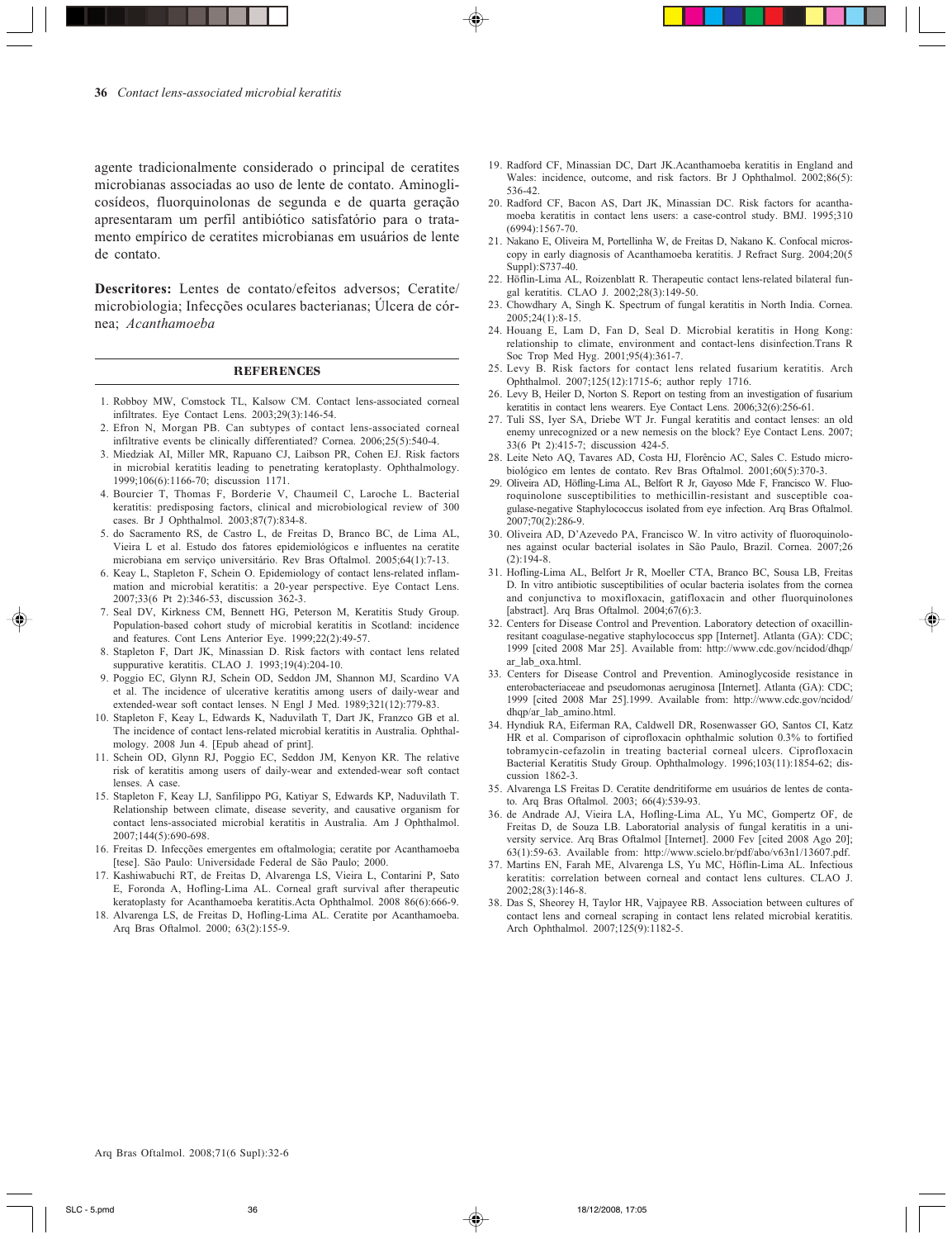agente tradicionalmente considerado o principal de ceratites microbianas associadas ao uso de lente de contato. Aminoglicosídeos, fluorquinolonas de segunda e de quarta geração apresentaram um perfil antibiótico satisfatório para o tratamento empírico de ceratites microbianas em usuários de lente de contato.

**Descritores:** Lentes de contato/efeitos adversos; Ceratite/microbiologia; Infecções oculares bacterianas; Úlcera de córnea; *Acanthamoeba*

## REFERENCES

1. Robboy MW, Comstock TL, Kalsow CM. Contact lens-associated corneal infiltrates. Eye Contact Lens. 2003;29(3):146-54.
2. Efron N, Morgan PB. Can subtypes of contact lens-associated corneal infiltrative events be clinically differentiated? Cornea. 2006;25(5):540-4.
3. Miedziak AI, Miller MR, Rapuano CJ, Laibson PR, Cohen EJ. Risk factors in microbial keratitis leading to penetrating keratoplasty. Ophthalmology. 1999;106(6):1166-70; discussion 1171.
4. Bourcier T, Thomas F, Borderie V, Chaumeil C, Laroche L. Bacterial keratitis: predisposing factors, clinical and microbiological review of 300 cases. Br J Ophthalmol. 2003;87(7):834-8.
5. do Sacramento RS, de Castro L, de Freitas D, Branco BC, de Lima AL, Vieira L et al. Estudo dos fatores epidemiológicos e influentes na ceratite microbiana em serviço universitário. Rev Bras Oftalmol. 2005;64(1):7-13.
6. Keay L, Stapleton F, Schein O. Epidemiology of contact lens-related inflammation and microbial keratitis: a 20-year perspective. Eye Contact Lens. 2007;33(6 Pt 2):346-53, discussion 362-3.
7. Seal DV, Kirkness CM, Bennett HG, Peterson M, Keratitis Study Group. Population-based cohort study of microbial keratitis in Scotland: incidence and features. Cont Lens Anterior Eye. 1999;22(2):49-57.
8. Stapleton F, Dart JK, Minassian D. Risk factors with contact lens related suppurative keratitis. CLAO J. 1993;19(4):204-10.
9. Poggio EC, Glynn RJ, Schein OD, Seddon JM, Shannon MJ, Scardino VA et al. The incidence of ulcerative keratitis among users of daily-wear and extended-wear soft contact lenses. N Engl J Med. 1989;321(12):779-83.
10. Stapleton F, Keay L, Edwards K, Naduvilath T, Dart JK, Franzco GB et al. The incidence of contact lens-related microbial keratitis in Australia. Ophthalmology. 2008 Jun 4. [Epub ahead of print].
11. Schein OD, Glynn RJ, Poggio EC, Seddon JM, Kenyon KR. The relative risk of keratitis among users of daily-wear and extended-wear soft contact lenses. A case.
15. Stapleton F, Keay LJ, Sanfilippo PG, Katiyar S, Edwards KP, Naduvilath T. Relationship between climate, disease severity, and causative organism for contact lens-associated microbial keratitis in Australia. Am J Ophthalmol. 2007;144(5):690-698.
16. Freitas D. Infecções emergentes em oftalmologia; ceratite por Acanthamoeba [tese]. São Paulo: Universidade Federal de São Paulo; 2000.
17. Kashiwabuchi RT, de Freitas D, Alvarenga LS, Vieira L, Contarini P, Sato E, Foronda A, Hofling-Lima AL. Corneal graft survival after therapeutic keratoplasty for Acanthamoeba keratitis.Acta Ophthalmol. 2008 86(6):666-9.
18. Alvarenga LS, de Freitas D, Hofling-Lima AL. Ceratite por Acanthamoeba. Arq Bras Oftalmol. 2000; 63(2):155-9.
19. Radford CF, Minassian DC, Dart JK.Acanthamoeba keratitis in England and Wales: incidence, outcome, and risk factors. Br J Ophthalmol. 2002;86(5): 536-42.
20. Radford CF, Bacon AS, Dart JK, Minassian DC. Risk factors for acanthamoeba keratitis in contact lens users: a case-control study. BMJ. 1995;310 (6994):1567-70.
21. Nakano E, Oliveira M, Portellinha W, de Freitas D, Nakano K. Confocal microscopy in early diagnosis of Acanthamoeba keratitis. J Refract Surg. 2004;20(5 Suppl):S737-40.
22. Höflin-Lima AL, Roizenblatt R. Therapeutic contact lens-related bilateral fungal keratitis. CLAO J. 2002;28(3):149-50.
23. Chowdhary A, Singh K. Spectrum of fungal keratitis in North India. Cornea. 2005;24(1):8-15.
24. Houang E, Lam D, Fan D, Seal D. Microbial keratitis in Hong Kong: relationship to climate, environment and contact-lens disinfection.Trans R Soc Trop Med Hyg. 2001;95(4):361-7.
25. Levy B. Risk factors for contact lens related fusarium keratitis. Arch Ophthalmol. 2007;125(12):1715-6; author reply 1716.
26. Levy B, Heiler D, Norton S. Report on testing from an investigation of fusarium keratitis in contact lens wearers. Eye Contact Lens. 2006;32(6):256-61.
27. Tuli SS, Iyer SA, Driebe WT Jr. Fungal keratitis and contact lenses: an old enemy unrecognized or a new nemesis on the block? Eye Contact Lens. 2007; 33(6 Pt 2):415-7; discussion 424-5.
28. Leite Neto AQ, Tavares AD, Costa HJ, Florêncio AC, Sales C. Estudo microbiológico em lentes de contato. Rev Bras Oftalmol. 2001;60(5):370-3.
29. Oliveira AD, Höfling-Lima AL, Belfort R Jr, Gayoso Mde F, Francisco W. Fluoroquinolone susceptibilities to methicillin-resistant and susceptible coagulase-negative Staphylococcus isolated from eye infection. Arq Bras Oftalmol. 2007;70(2):286-9.
30. Oliveira AD, D'Azevedo PA, Francisco W. In vitro activity of fluoroquinolones against ocular bacterial isolates in São Paulo, Brazil. Cornea. 2007;26 (2):194-8.
31. Hofling-Lima AL, Belfort Jr R, Moeller CTA, Branco BC, Sousa LB, Freitas D. In vitro antibiotic susceptibilities of ocular bacteria isolates from the cornea and conjunctiva to moxifloxacin, gatifloxacin and other fluorquinolones [abstract]. Arq Bras Oftalmol. 2004;67(6):3.
32. Centers for Disease Control and Prevention. Laboratory detection of oxacillin-resitant coagulase-negative staphylococcus spp [Internet]. Atlanta (GA): CDC; 1999 [cited 2008 Mar 25]. Available from: http://www.cdc.gov/ncidod/dhqp/ar_lab_oxa.html.
33. Centers for Disease Control and Prevention. Aminoglycoside resistance in enterobacteriaceae and pseudomonas aeruginosa [Internet]. Atlanta (GA): CDC; 1999 [cited 2008 Mar 25].1999. Available from: http://www.cdc.gov/ncidod/dhqp/ar_lab_amino.html.
34. Hyndiuk RA, Eiferman RA, Caldwell DR, Rosenwasser GO, Santos CI, Katz HR et al. Comparison of ciprofloxacin ophthalmic solution 0.3% to fortified tobramycin-cefazolin in treating bacterial corneal ulcers. Ciprofloxacin Bacterial Keratitis Study Group. Ophthalmology. 1996;103(11):1854-62; discussion 1862-3.
35. Alvarenga LS Freitas D. Ceratite dendritiforme em usuários de lentes de contato. Arq Bras Oftalmol. 2003; 66(4):539-93.
36. de Andrade AJ, Vieira LA, Hofling-Lima AL, Yu MC, Gompertz OF, de Freitas D, de Souza LB. Laboratorial analysis of fungal keratitis in a university service. Arq Bras Oftalmol [Internet]. 2000 Fev [cited 2008 Ago 20]; 63(1):59-63. Available from: http://www.scielo.br/pdf/abo/v63n1/13607.pdf.
37. Martins EN, Farah ME, Alvarenga LS, Yu MC, Höflin-Lima AL. Infectious keratitis: correlation between corneal and contact lens cultures. CLAO J. 2002;28(3):146-8.
38. Das S, Sheorey H, Taylor HR, Vajpayee RB. Association between cultures of contact lens and corneal scraping in contact lens related microbial keratitis. Arch Ophthalmol. 2007;125(9):1182-5.